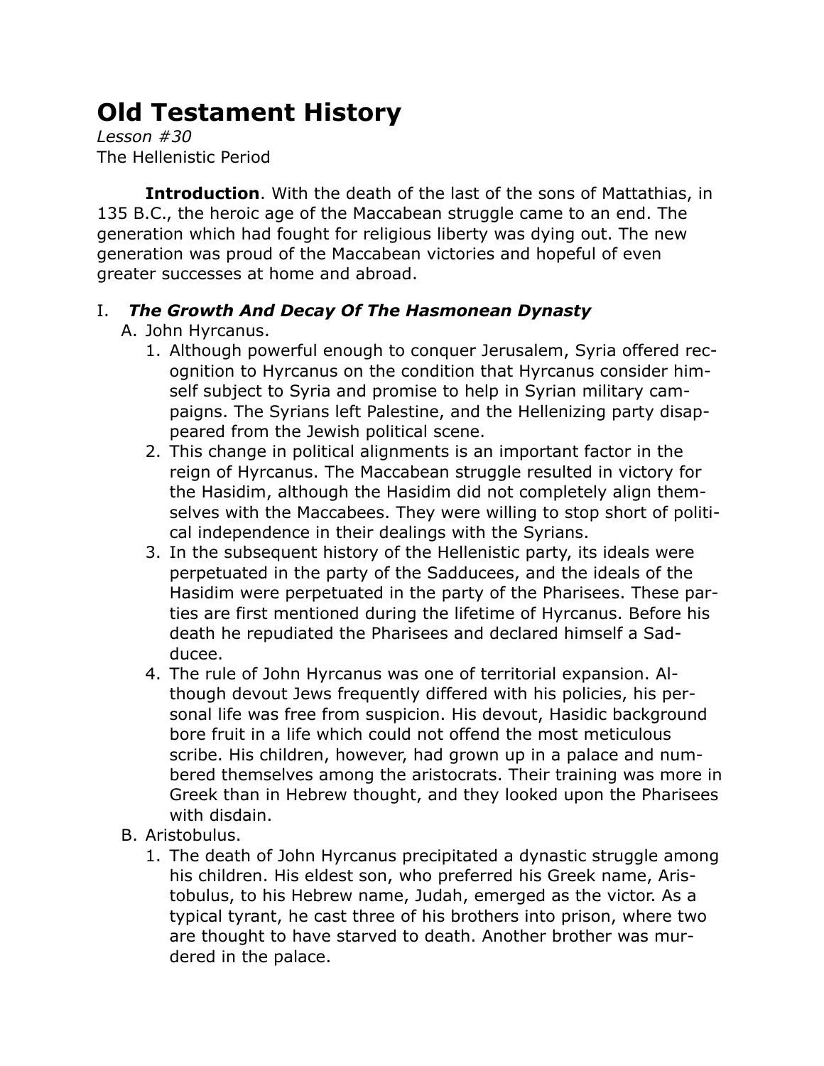# Old Testament History

*Lesson #30*

The Hellenistic Period

**Introduction**. With the death of the last of the sons of Mattathias, in 135 B.C., the heroic age of the Maccabean struggle came to an end. The generation which had fought for religious liberty was dying out. The new generation was proud of the Maccabean victories and hopeful of even greater successes at home and abroad.

I. ***The Growth And Decay Of The Hasmonean Dynasty***

A. John Hyrcanus.

1. Although powerful enough to conquer Jerusalem, Syria offered recognition to Hyrcanus on the condition that Hyrcanus consider himself subject to Syria and promise to help in Syrian military campaigns. The Syrians left Palestine, and the Hellenizing party disappeared from the Jewish political scene.
2. This change in political alignments is an important factor in the reign of Hyrcanus. The Maccabean struggle resulted in victory for the Hasidim, although the Hasidim did not completely align themselves with the Maccabees. They were willing to stop short of political independence in their dealings with the Syrians.
3. In the subsequent history of the Hellenistic party, its ideals were perpetuated in the party of the Sadducees, and the ideals of the Hasidim were perpetuated in the party of the Pharisees. These parties are first mentioned during the lifetime of Hyrcanus. Before his death he repudiated the Pharisees and declared himself a Sadducee.
4. The rule of John Hyrcanus was one of territorial expansion. Although devout Jews frequently differed with his policies, his personal life was free from suspicion. His devout, Hasidic background bore fruit in a life which could not offend the most meticulous scribe. His children, however, had grown up in a palace and numbered themselves among the aristocrats. Their training was more in Greek than in Hebrew thought, and they looked upon the Pharisees with disdain.

B. Aristobulus.

1. The death of John Hyrcanus precipitated a dynastic struggle among his children. His eldest son, who preferred his Greek name, Aristobulus, to his Hebrew name, Judah, emerged as the victor. As a typical tyrant, he cast three of his brothers into prison, where two are thought to have starved to death. Another brother was murdered in the palace.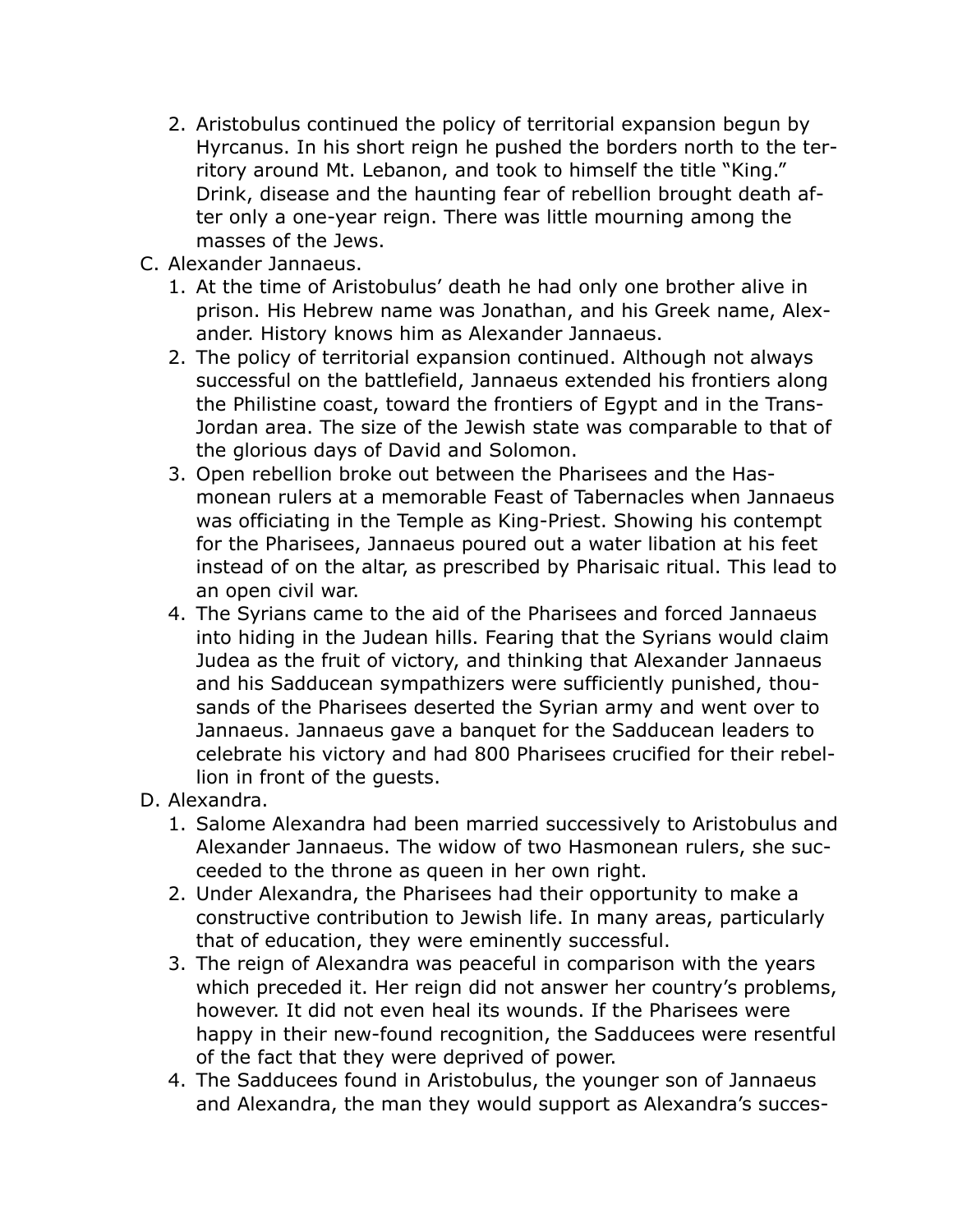2. Aristobulus continued the policy of territorial expansion begun by Hyrcanus. In his short reign he pushed the borders north to the territory around Mt. Lebanon, and took to himself the title "King." Drink, disease and the haunting fear of rebellion brought death after only a one-year reign. There was little mourning among the masses of the Jews.

C. Alexander Jannaeus.

1. At the time of Aristobulus' death he had only one brother alive in prison. His Hebrew name was Jonathan, and his Greek name, Alexander. History knows him as Alexander Jannaeus.
2. The policy of territorial expansion continued. Although not always successful on the battlefield, Jannaeus extended his frontiers along the Philistine coast, toward the frontiers of Egypt and in the Trans-Jordan area. The size of the Jewish state was comparable to that of the glorious days of David and Solomon.
3. Open rebellion broke out between the Pharisees and the Hasmonean rulers at a memorable Feast of Tabernacles when Jannaeus was officiating in the Temple as King-Priest. Showing his contempt for the Pharisees, Jannaeus poured out a water libation at his feet instead of on the altar, as prescribed by Pharisaic ritual. This lead to an open civil war.
4. The Syrians came to the aid of the Pharisees and forced Jannaeus into hiding in the Judean hills. Fearing that the Syrians would claim Judea as the fruit of victory, and thinking that Alexander Jannaeus and his Sadducean sympathizers were sufficiently punished, thousands of the Pharisees deserted the Syrian army and went over to Jannaeus. Jannaeus gave a banquet for the Sadducean leaders to celebrate his victory and had 800 Pharisees crucified for their rebellion in front of the guests.

D. Alexandra.

1. Salome Alexandra had been married successively to Aristobulus and Alexander Jannaeus. The widow of two Hasmonean rulers, she succeeded to the throne as queen in her own right.
2. Under Alexandra, the Pharisees had their opportunity to make a constructive contribution to Jewish life. In many areas, particularly that of education, they were eminently successful.
3. The reign of Alexandra was peaceful in comparison with the years which preceded it. Her reign did not answer her country's problems, however. It did not even heal its wounds. If the Pharisees were happy in their new-found recognition, the Sadducees were resentful of the fact that they were deprived of power.
4. The Sadducees found in Aristobulus, the younger son of Jannaeus and Alexandra, the man they would support as Alexandra's succes-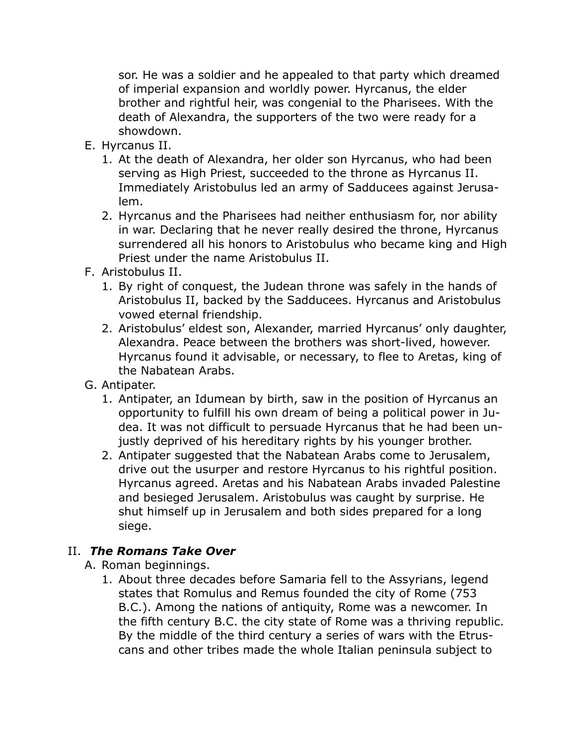sor. He was a soldier and he appealed to that party which dreamed of imperial expansion and worldly power. Hyrcanus, the elder brother and rightful heir, was congenial to the Pharisees. With the death of Alexandra, the supporters of the two were ready for a showdown.

E. Hyrcanus II.
   1. At the death of Alexandra, her older son Hyrcanus, who had been serving as High Priest, succeeded to the throne as Hyrcanus II. Immediately Aristobulus led an army of Sadducees against Jerusalem.
   2. Hyrcanus and the Pharisees had neither enthusiasm for, nor ability in war. Declaring that he never really desired the throne, Hyrcanus surrendered all his honors to Aristobulus who became king and High Priest under the name Aristobulus II.

F. Aristobulus II.
   1. By right of conquest, the Judean throne was safely in the hands of Aristobulus II, backed by the Sadducees. Hyrcanus and Aristobulus vowed eternal friendship.
   2. Aristobulus' eldest son, Alexander, married Hyrcanus' only daughter, Alexandra. Peace between the brothers was short-lived, however. Hyrcanus found it advisable, or necessary, to flee to Aretas, king of the Nabatean Arabs.

G. Antipater.
   1. Antipater, an Idumean by birth, saw in the position of Hyrcanus an opportunity to fulfill his own dream of being a political power in Judea. It was not difficult to persuade Hyrcanus that he had been unjustly deprived of his hereditary rights by his younger brother.
   2. Antipater suggested that the Nabatean Arabs come to Jerusalem, drive out the usurper and restore Hyrcanus to his rightful position. Hyrcanus agreed. Aretas and his Nabatean Arabs invaded Palestine and besieged Jerusalem. Aristobulus was caught by surprise. He shut himself up in Jerusalem and both sides prepared for a long siege.

## II. ***The Romans Take Over***

A. Roman beginnings.
   1. About three decades before Samaria fell to the Assyrians, legend states that Romulus and Remus founded the city of Rome (753 B.C.). Among the nations of antiquity, Rome was a newcomer. In the fifth century B.C. the city state of Rome was a thriving republic. By the middle of the third century a series of wars with the Etruscans and other tribes made the whole Italian peninsula subject to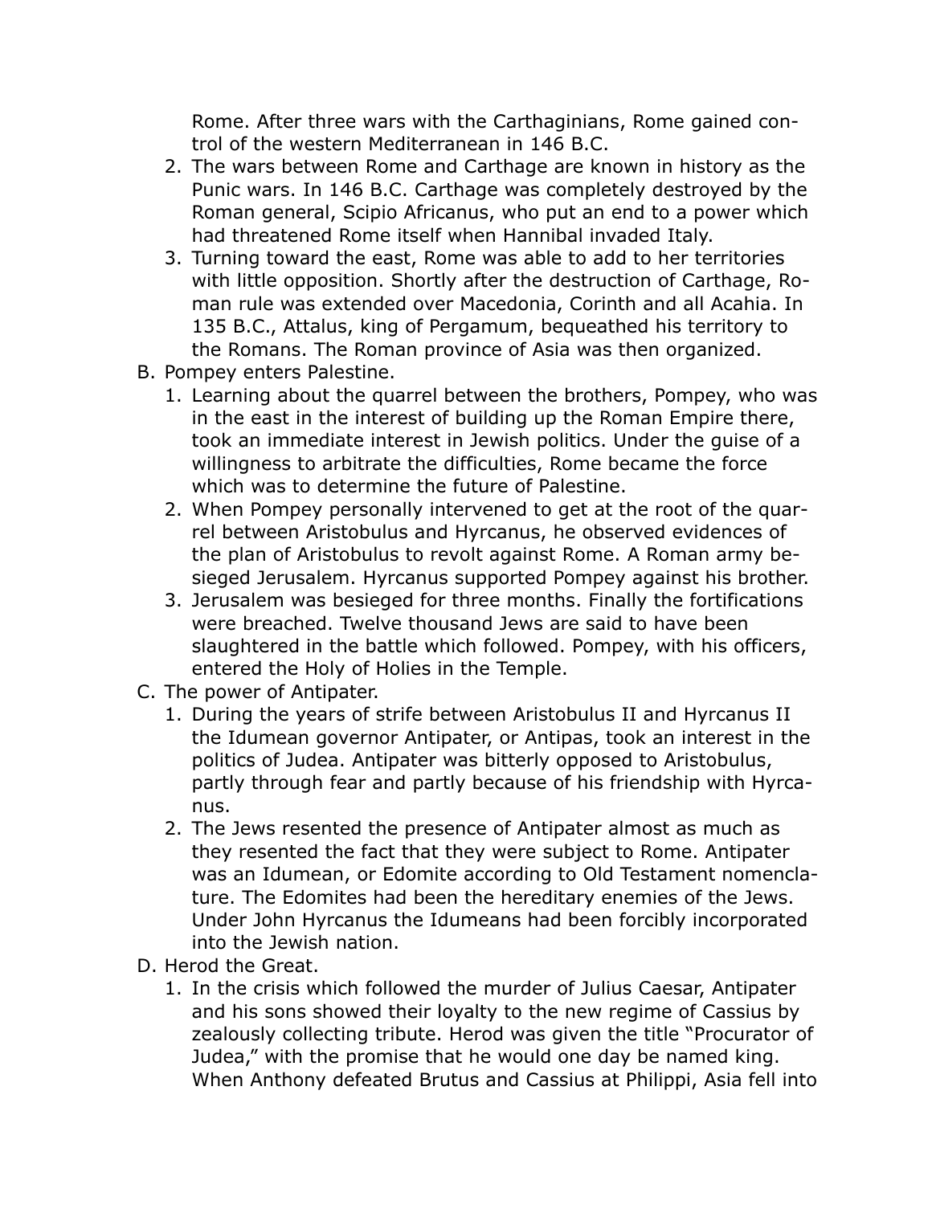Rome. After three wars with the Carthaginians, Rome gained control of the western Mediterranean in 146 B.C.

2. The wars between Rome and Carthage are known in history as the Punic wars. In 146 B.C. Carthage was completely destroyed by the Roman general, Scipio Africanus, who put an end to a power which had threatened Rome itself when Hannibal invaded Italy.
3. Turning toward the east, Rome was able to add to her territories with little opposition. Shortly after the destruction of Carthage, Roman rule was extended over Macedonia, Corinth and all Acahia. In 135 B.C., Attalus, king of Pergamum, bequeathed his territory to the Romans. The Roman province of Asia was then organized.

B. Pompey enters Palestine.

1. Learning about the quarrel between the brothers, Pompey, who was in the east in the interest of building up the Roman Empire there, took an immediate interest in Jewish politics. Under the guise of a willingness to arbitrate the difficulties, Rome became the force which was to determine the future of Palestine.
2. When Pompey personally intervened to get at the root of the quarrel between Aristobulus and Hyrcanus, he observed evidences of the plan of Aristobulus to revolt against Rome. A Roman army besieged Jerusalem. Hyrcanus supported Pompey against his brother.
3. Jerusalem was besieged for three months. Finally the fortifications were breached. Twelve thousand Jews are said to have been slaughtered in the battle which followed. Pompey, with his officers, entered the Holy of Holies in the Temple.

C. The power of Antipater.

1. During the years of strife between Aristobulus II and Hyrcanus II the Idumean governor Antipater, or Antipas, took an interest in the politics of Judea. Antipater was bitterly opposed to Aristobulus, partly through fear and partly because of his friendship with Hyrcanus.
2. The Jews resented the presence of Antipater almost as much as they resented the fact that they were subject to Rome. Antipater was an Idumean, or Edomite according to Old Testament nomenclature. The Edomites had been the hereditary enemies of the Jews. Under John Hyrcanus the Idumeans had been forcibly incorporated into the Jewish nation.

D. Herod the Great.

1. In the crisis which followed the murder of Julius Caesar, Antipater and his sons showed their loyalty to the new regime of Cassius by zealously collecting tribute. Herod was given the title "Procurator of Judea," with the promise that he would one day be named king. When Anthony defeated Brutus and Cassius at Philippi, Asia fell into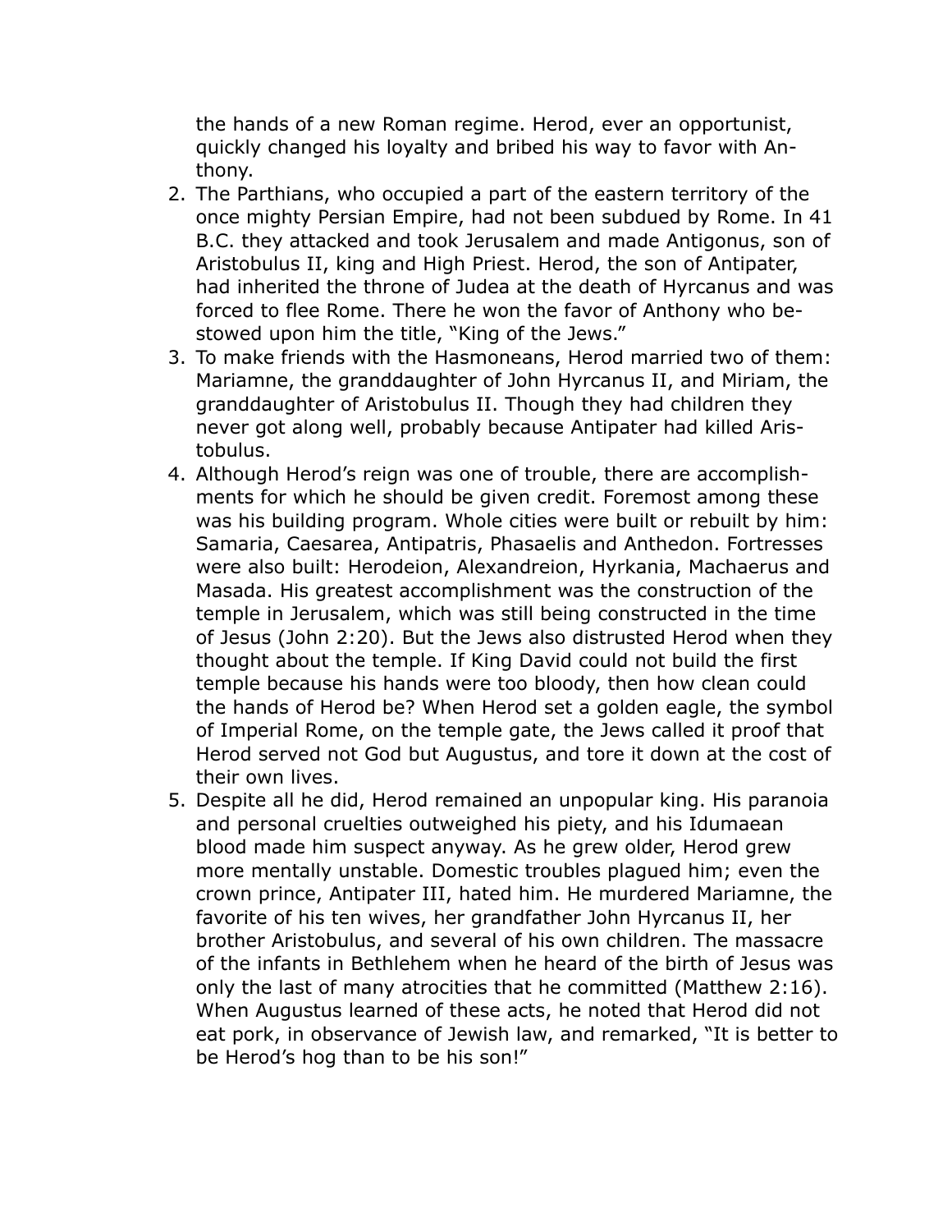the hands of a new Roman regime. Herod, ever an opportunist, quickly changed his loyalty and bribed his way to favor with Anthony.

2. The Parthians, who occupied a part of the eastern territory of the once mighty Persian Empire, had not been subdued by Rome. In 41 B.C. they attacked and took Jerusalem and made Antigonus, son of Aristobulus II, king and High Priest. Herod, the son of Antipater, had inherited the throne of Judea at the death of Hyrcanus and was forced to flee Rome. There he won the favor of Anthony who bestowed upon him the title, "King of the Jews."
3. To make friends with the Hasmoneans, Herod married two of them: Mariamne, the granddaughter of John Hyrcanus II, and Miriam, the granddaughter of Aristobulus II. Though they had children they never got along well, probably because Antipater had killed Aristobulus.
4. Although Herod's reign was one of trouble, there are accomplishments for which he should be given credit. Foremost among these was his building program. Whole cities were built or rebuilt by him: Samaria, Caesarea, Antipatris, Phasaelis and Anthedon. Fortresses were also built: Herodeion, Alexandreion, Hyrkania, Machaerus and Masada. His greatest accomplishment was the construction of the temple in Jerusalem, which was still being constructed in the time of Jesus (John 2:20). But the Jews also distrusted Herod when they thought about the temple. If King David could not build the first temple because his hands were too bloody, then how clean could the hands of Herod be? When Herod set a golden eagle, the symbol of Imperial Rome, on the temple gate, the Jews called it proof that Herod served not God but Augustus, and tore it down at the cost of their own lives.
5. Despite all he did, Herod remained an unpopular king. His paranoia and personal cruelties outweighed his piety, and his Idumaean blood made him suspect anyway. As he grew older, Herod grew more mentally unstable. Domestic troubles plagued him; even the crown prince, Antipater III, hated him. He murdered Mariamne, the favorite of his ten wives, her grandfather John Hyrcanus II, her brother Aristobulus, and several of his own children. The massacre of the infants in Bethlehem when he heard of the birth of Jesus was only the last of many atrocities that he committed (Matthew 2:16). When Augustus learned of these acts, he noted that Herod did not eat pork, in observance of Jewish law, and remarked, "It is better to be Herod's hog than to be his son!"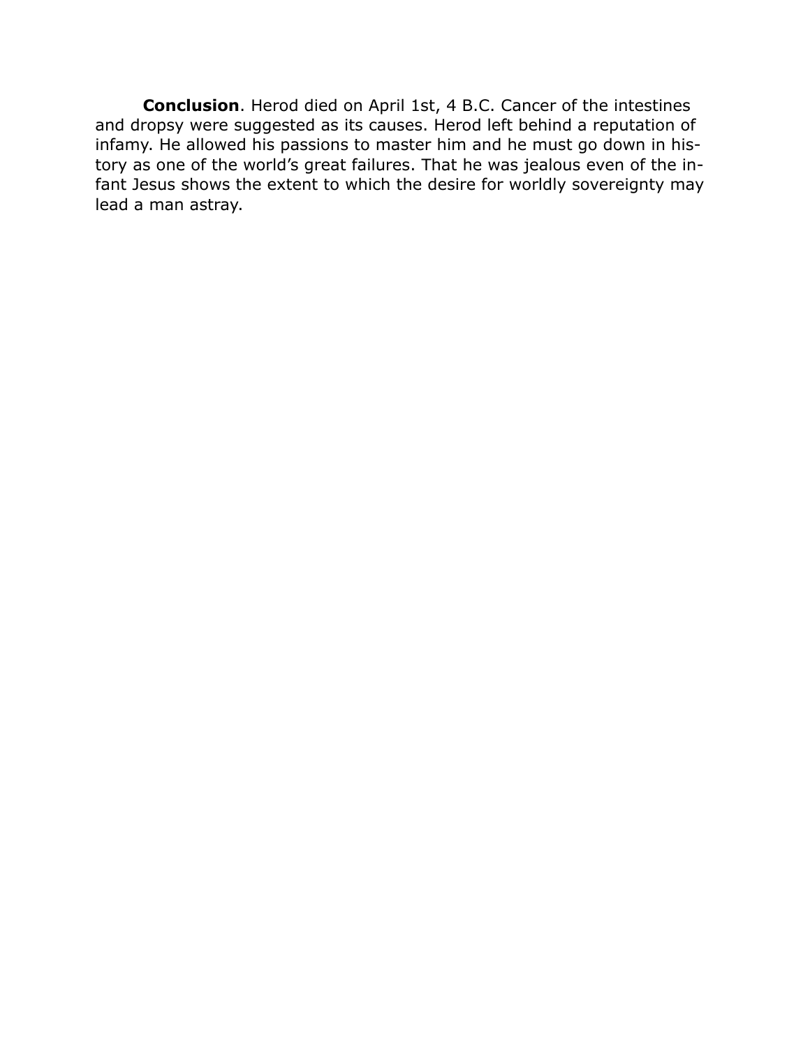**Conclusion**. Herod died on April 1st, 4 B.C. Cancer of the intestines and dropsy were suggested as its causes. Herod left behind a reputation of infamy. He allowed his passions to master him and he must go down in history as one of the world's great failures. That he was jealous even of the infant Jesus shows the extent to which the desire for worldly sovereignty may lead a man astray.